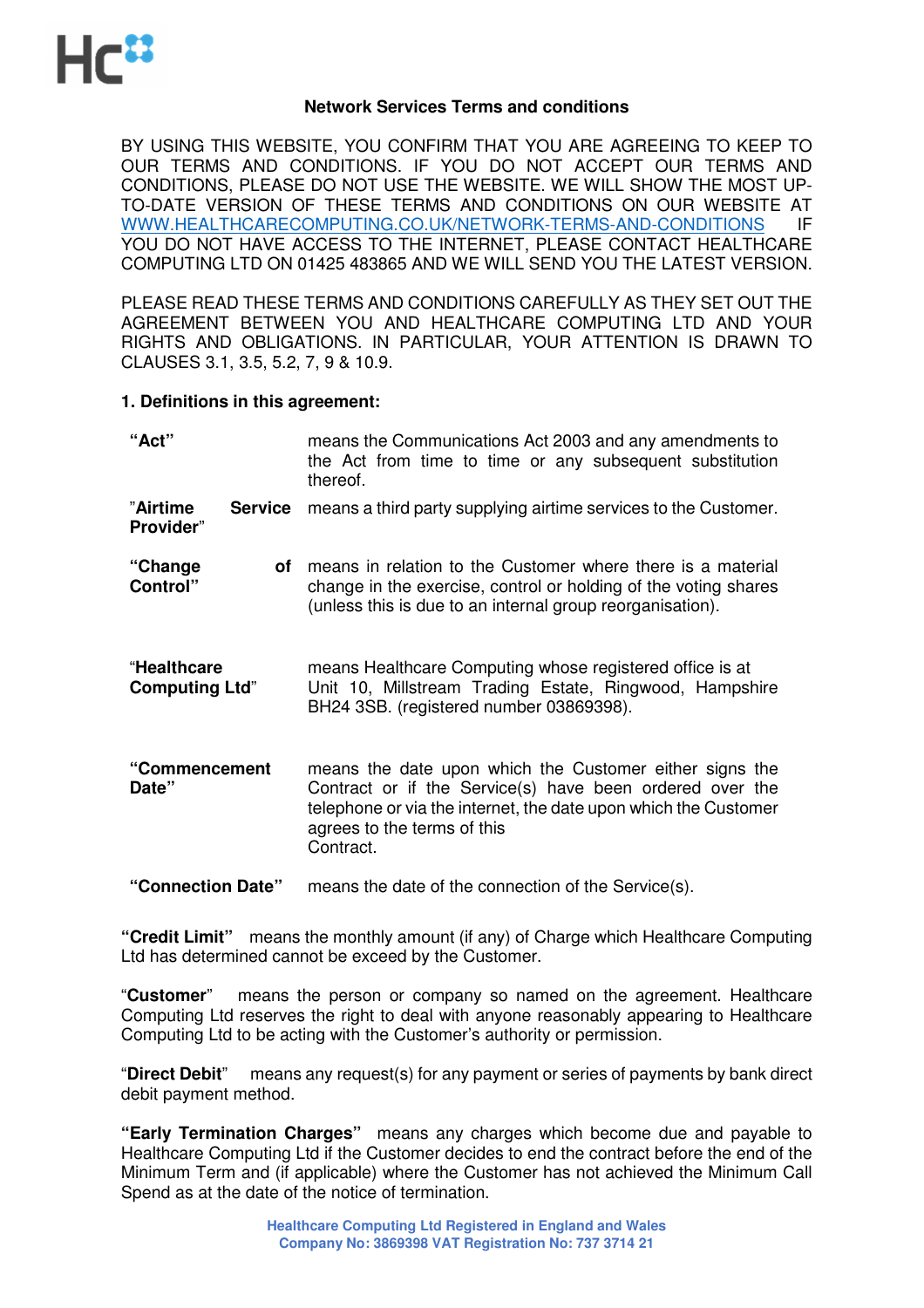## Network Services Terms and conditions

BY USING THIS WEBSITE, YOU CONFIRM THAT YOU ARE AGREEING TO KEEP TO OUR TERMS AND CONDITIONS. IF YOU DO NOT ACCEPT OUR TERMS AND CONDITIONS, PLEASE DO NOT USE THE WEBSITE. WE WILL SHOW THE MOST UP-TO-DATE VERSION OF THESE TERMS AND CONDITIONS ON OUR WEBSITE AT WWW.HEALTHCARECOMPUTING.CO.UK/NETWORK-TERMS-AND-CONDITIONS IF YOU DO NOT HAVE ACCESS TO THE INTERNET, PLEASE CONTACT HEALTHCARE COMPUTING LTD ON 01425 483865 AND WE WILL SEND YOU THE LATEST VERSION.

PLEASE READ THESE TERMS AND CONDITIONS CAREFULLY AS THEY SET OUT THE AGREEMENT BETWEEN YOU AND HEALTHCARE COMPUTING LTD AND YOUR RIGHTS AND OBLIGATIONS. IN PARTICULAR, YOUR ATTENTION IS DRAWN TO CLAUSES 3.1, 3.5, 5.2, 7, 9 & 10.9.

### 1. Definitions in this agreement:

**"Act"** means the Communications Act 2003 and any amendments to the Act from time to time or any subsequent substitution thereof.

**"Airtime Service Provider"** means a third party supplying airtime services to the Customer.

**"Change of Control"** means in relation to the Customer where there is a material change in the exercise, control or holding of the voting shares (unless this is due to an internal group reorganisation).

**"Healthcare Computing Ltd"** means Healthcare Computing whose registered office is at Unit 10, Millstream Trading Estate, Ringwood, Hampshire BH24 3SB. (registered number 03869398).

**"Commencement Date"** means the date upon which the Customer either signs the Contract or if the Service(s) have been ordered over the telephone or via the internet, the date upon which the Customer agrees to the terms of this Contract.

**"Connection Date"** means the date of the connection of the Service(s).

**"Credit Limit"** means the monthly amount (if any) of Charge which Healthcare Computing Ltd has determined cannot be exceed by the Customer.

**"Customer"** means the person or company so named on the agreement. Healthcare Computing Ltd reserves the right to deal with anyone reasonably appearing to Healthcare Computing Ltd to be acting with the Customer's authority or permission.

**"Direct Debit"** means any request(s) for any payment or series of payments by bank direct debit payment method.

**"Early Termination Charges"** means any charges which become due and payable to Healthcare Computing Ltd if the Customer decides to end the contract before the end of the Minimum Term and (if applicable) where the Customer has not achieved the Minimum Call Spend as at the date of the notice of termination.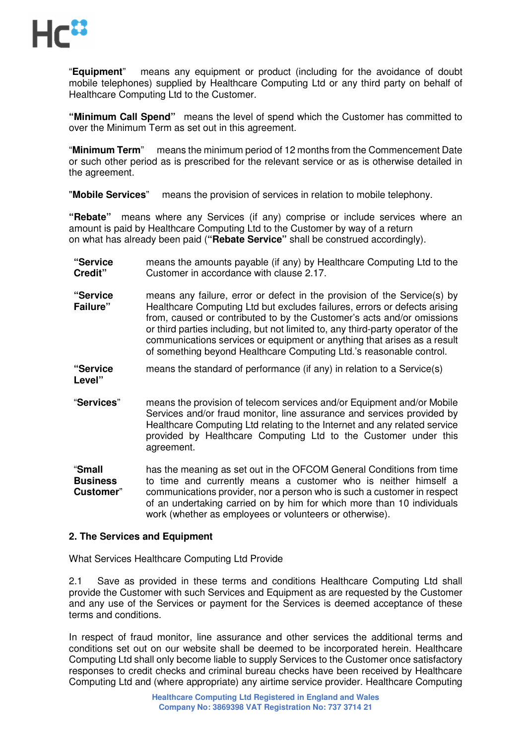"**Equipment**" means any equipment or product (including for the avoidance of doubt mobile telephones) supplied by Healthcare Computing Ltd or any third party on behalf of Healthcare Computing Ltd to the Customer.

**"Minimum Call Spend"** means the level of spend which the Customer has committed to over the Minimum Term as set out in this agreement.

"**Minimum Term**" means the minimum period of 12 months from the Commencement Date or such other period as is prescribed for the relevant service or as is otherwise detailed in the agreement.

"**Mobile Services**" means the provision of services in relation to mobile telephony.

**"Rebate"** means where any Services (if any) comprise or include services where an amount is paid by Healthcare Computing Ltd to the Customer by way of a return on what has already been paid (**"Rebate Service"** shall be construed accordingly).

**"Service Credit"** means the amounts payable (if any) by Healthcare Computing Ltd to the Customer in accordance with clause 2.17.

**"Service Failure"** means any failure, error or defect in the provision of the Service(s) by Healthcare Computing Ltd but excludes failures, errors or defects arising from, caused or contributed to by the Customer's acts and/or omissions or third parties including, but not limited to, any third-party operator of the communications services or equipment or anything that arises as a result of something beyond Healthcare Computing Ltd.'s reasonable control.

**"Service Level"** means the standard of performance (if any) in relation to a Service(s)

"**Services**" means the provision of telecom services and/or Equipment and/or Mobile Services and/or fraud monitor, line assurance and services provided by Healthcare Computing Ltd relating to the Internet and any related service provided by Healthcare Computing Ltd to the Customer under this agreement.

"**Small Business Customer**" has the meaning as set out in the OFCOM General Conditions from time to time and currently means a customer who is neither himself a communications provider, nor a person who is such a customer in respect of an undertaking carried on by him for which more than 10 individuals work (whether as employees or volunteers or otherwise).

## 2. The Services and Equipment

What Services Healthcare Computing Ltd Provide

2.1 Save as provided in these terms and conditions Healthcare Computing Ltd shall provide the Customer with such Services and Equipment as are requested by the Customer and any use of the Services or payment for the Services is deemed acceptance of these terms and conditions.

In respect of fraud monitor, line assurance and other services the additional terms and conditions set out on our website shall be deemed to be incorporated herein. Healthcare Computing Ltd shall only become liable to supply Services to the Customer once satisfactory responses to credit checks and criminal bureau checks have been received by Healthcare Computing Ltd and (where appropriate) any airtime service provider. Healthcare Computing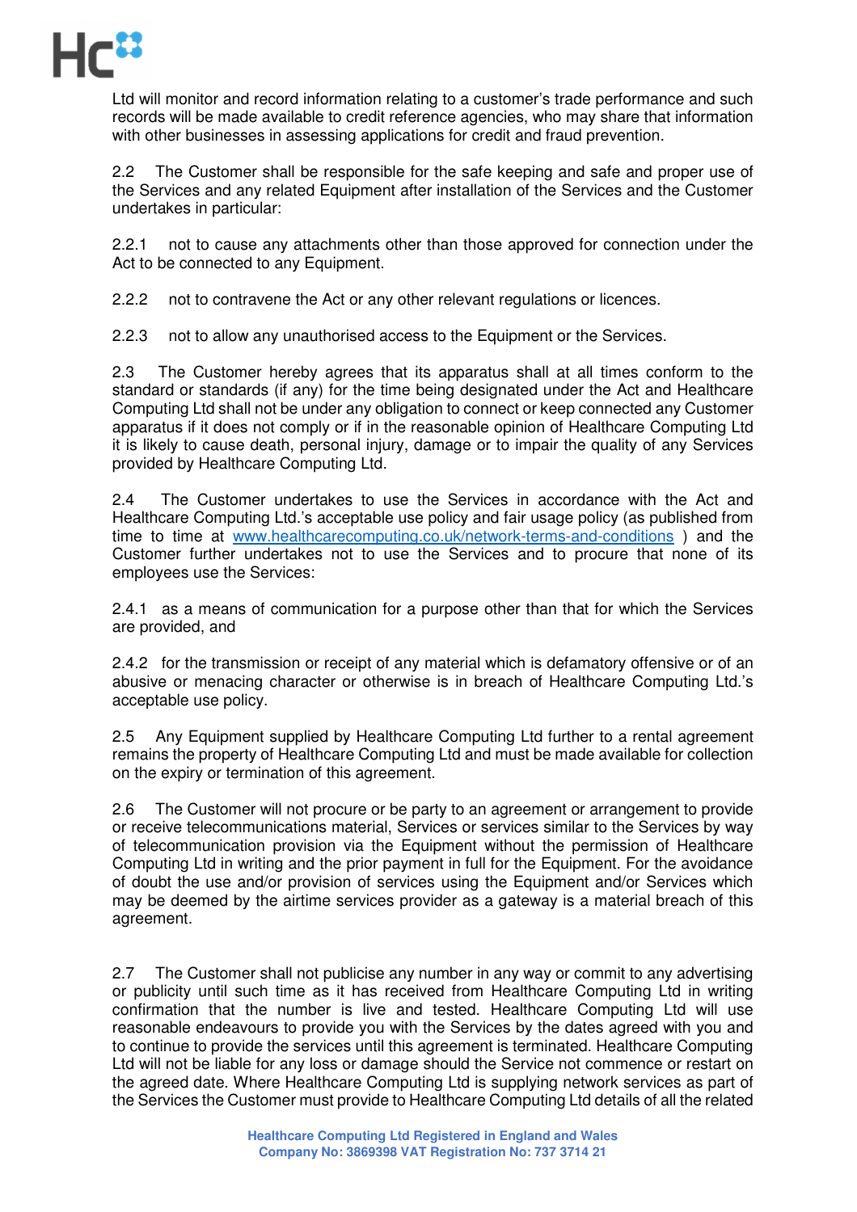Ltd will monitor and record information relating to a customer's trade performance and such records will be made available to credit reference agencies, who may share that information with other businesses in assessing applications for credit and fraud prevention.

2.2 The Customer shall be responsible for the safe keeping and safe and proper use of the Services and any related Equipment after installation of the Services and the Customer undertakes in particular:

2.2.1 not to cause any attachments other than those approved for connection under the Act to be connected to any Equipment.

2.2.2 not to contravene the Act or any other relevant regulations or licences.

2.2.3 not to allow any unauthorised access to the Equipment or the Services.

2.3 The Customer hereby agrees that its apparatus shall at all times conform to the standard or standards (if any) for the time being designated under the Act and Healthcare Computing Ltd shall not be under any obligation to connect or keep connected any Customer apparatus if it does not comply or if in the reasonable opinion of Healthcare Computing Ltd it is likely to cause death, personal injury, damage or to impair the quality of any Services provided by Healthcare Computing Ltd.

2.4 The Customer undertakes to use the Services in accordance with the Act and Healthcare Computing Ltd.'s acceptable use policy and fair usage policy (as published from time to time at www.healthcarecomputing.co.uk/network-terms-and-conditions ) and the Customer further undertakes not to use the Services and to procure that none of its employees use the Services:

2.4.1 as a means of communication for a purpose other than that for which the Services are provided, and

2.4.2 for the transmission or receipt of any material which is defamatory offensive or of an abusive or menacing character or otherwise is in breach of Healthcare Computing Ltd.'s acceptable use policy.

2.5 Any Equipment supplied by Healthcare Computing Ltd further to a rental agreement remains the property of Healthcare Computing Ltd and must be made available for collection on the expiry or termination of this agreement.

2.6 The Customer will not procure or be party to an agreement or arrangement to provide or receive telecommunications material, Services or services similar to the Services by way of telecommunication provision via the Equipment without the permission of Healthcare Computing Ltd in writing and the prior payment in full for the Equipment. For the avoidance of doubt the use and/or provision of services using the Equipment and/or Services which may be deemed by the airtime services provider as a gateway is a material breach of this agreement.

2.7 The Customer shall not publicise any number in any way or commit to any advertising or publicity until such time as it has received from Healthcare Computing Ltd in writing confirmation that the number is live and tested. Healthcare Computing Ltd will use reasonable endeavours to provide you with the Services by the dates agreed with you and to continue to provide the services until this agreement is terminated. Healthcare Computing Ltd will not be liable for any loss or damage should the Service not commence or restart on the agreed date. Where Healthcare Computing Ltd is supplying network services as part of the Services the Customer must provide to Healthcare Computing Ltd details of all the related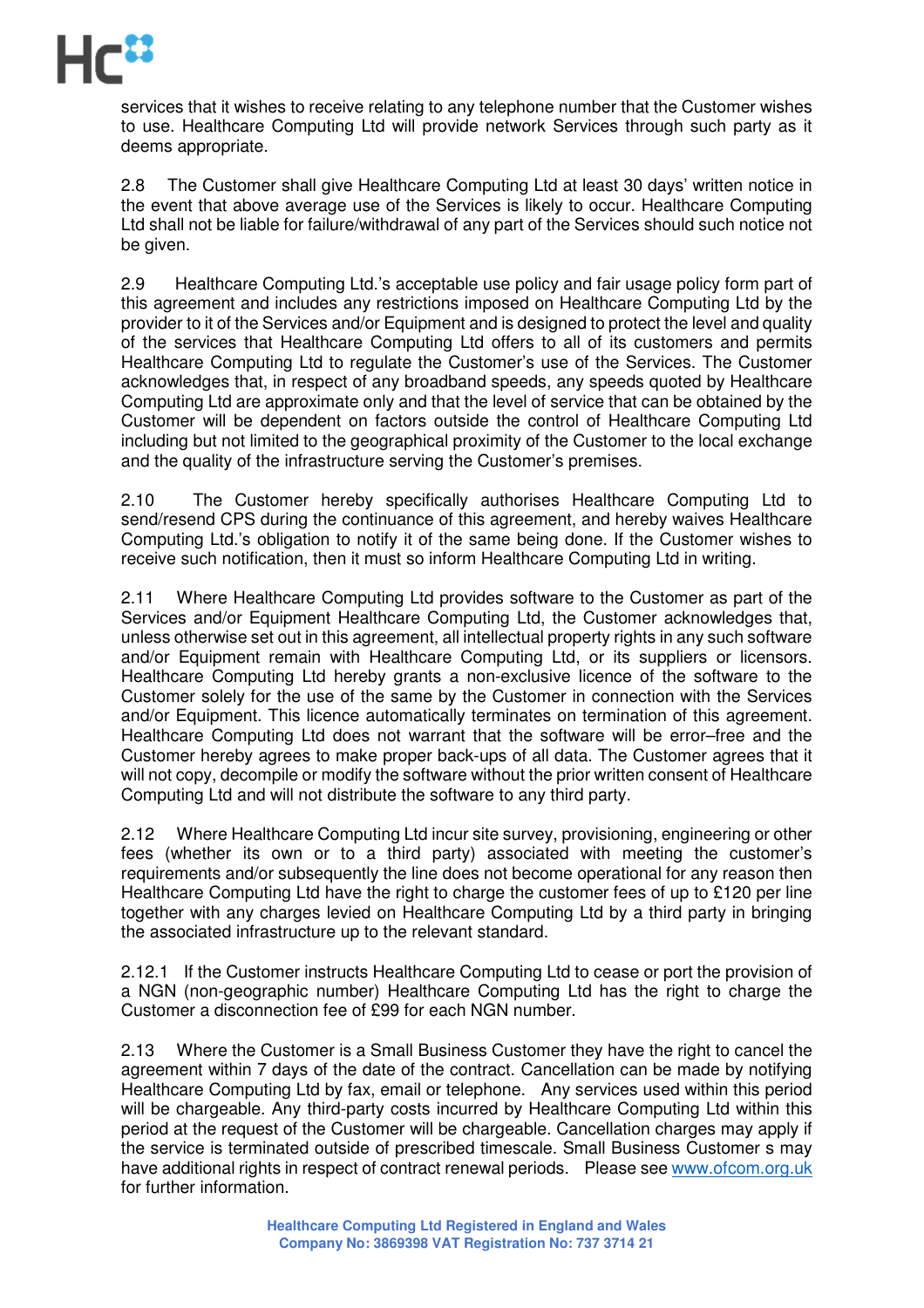services that it wishes to receive relating to any telephone number that the Customer wishes to use. Healthcare Computing Ltd will provide network Services through such party as it deems appropriate.

2.8 The Customer shall give Healthcare Computing Ltd at least 30 days' written notice in the event that above average use of the Services is likely to occur. Healthcare Computing Ltd shall not be liable for failure/withdrawal of any part of the Services should such notice not be given.

2.9 Healthcare Computing Ltd.'s acceptable use policy and fair usage policy form part of this agreement and includes any restrictions imposed on Healthcare Computing Ltd by the provider to it of the Services and/or Equipment and is designed to protect the level and quality of the services that Healthcare Computing Ltd offers to all of its customers and permits Healthcare Computing Ltd to regulate the Customer's use of the Services. The Customer acknowledges that, in respect of any broadband speeds, any speeds quoted by Healthcare Computing Ltd are approximate only and that the level of service that can be obtained by the Customer will be dependent on factors outside the control of Healthcare Computing Ltd including but not limited to the geographical proximity of the Customer to the local exchange and the quality of the infrastructure serving the Customer's premises.

2.10 The Customer hereby specifically authorises Healthcare Computing Ltd to send/resend CPS during the continuance of this agreement, and hereby waives Healthcare Computing Ltd.'s obligation to notify it of the same being done. If the Customer wishes to receive such notification, then it must so inform Healthcare Computing Ltd in writing.

2.11 Where Healthcare Computing Ltd provides software to the Customer as part of the Services and/or Equipment Healthcare Computing Ltd, the Customer acknowledges that, unless otherwise set out in this agreement, all intellectual property rights in any such software and/or Equipment remain with Healthcare Computing Ltd, or its suppliers or licensors. Healthcare Computing Ltd hereby grants a non-exclusive licence of the software to the Customer solely for the use of the same by the Customer in connection with the Services and/or Equipment. This licence automatically terminates on termination of this agreement. Healthcare Computing Ltd does not warrant that the software will be error–free and the Customer hereby agrees to make proper back-ups of all data. The Customer agrees that it will not copy, decompile or modify the software without the prior written consent of Healthcare Computing Ltd and will not distribute the software to any third party.

2.12 Where Healthcare Computing Ltd incur site survey, provisioning, engineering or other fees (whether its own or to a third party) associated with meeting the customer's requirements and/or subsequently the line does not become operational for any reason then Healthcare Computing Ltd have the right to charge the customer fees of up to £120 per line together with any charges levied on Healthcare Computing Ltd by a third party in bringing the associated infrastructure up to the relevant standard.

2.12.1 If the Customer instructs Healthcare Computing Ltd to cease or port the provision of a NGN (non-geographic number) Healthcare Computing Ltd has the right to charge the Customer a disconnection fee of £99 for each NGN number.

2.13 Where the Customer is a Small Business Customer they have the right to cancel the agreement within 7 days of the date of the contract. Cancellation can be made by notifying Healthcare Computing Ltd by fax, email or telephone. Any services used within this period will be chargeable. Any third-party costs incurred by Healthcare Computing Ltd within this period at the request of the Customer will be chargeable. Cancellation charges may apply if the service is terminated outside of prescribed timescale. Small Business Customer s may have additional rights in respect of contract renewal periods. Please see [www.ofcom.org.uk](http://www.ofcom.org.uk) for further information.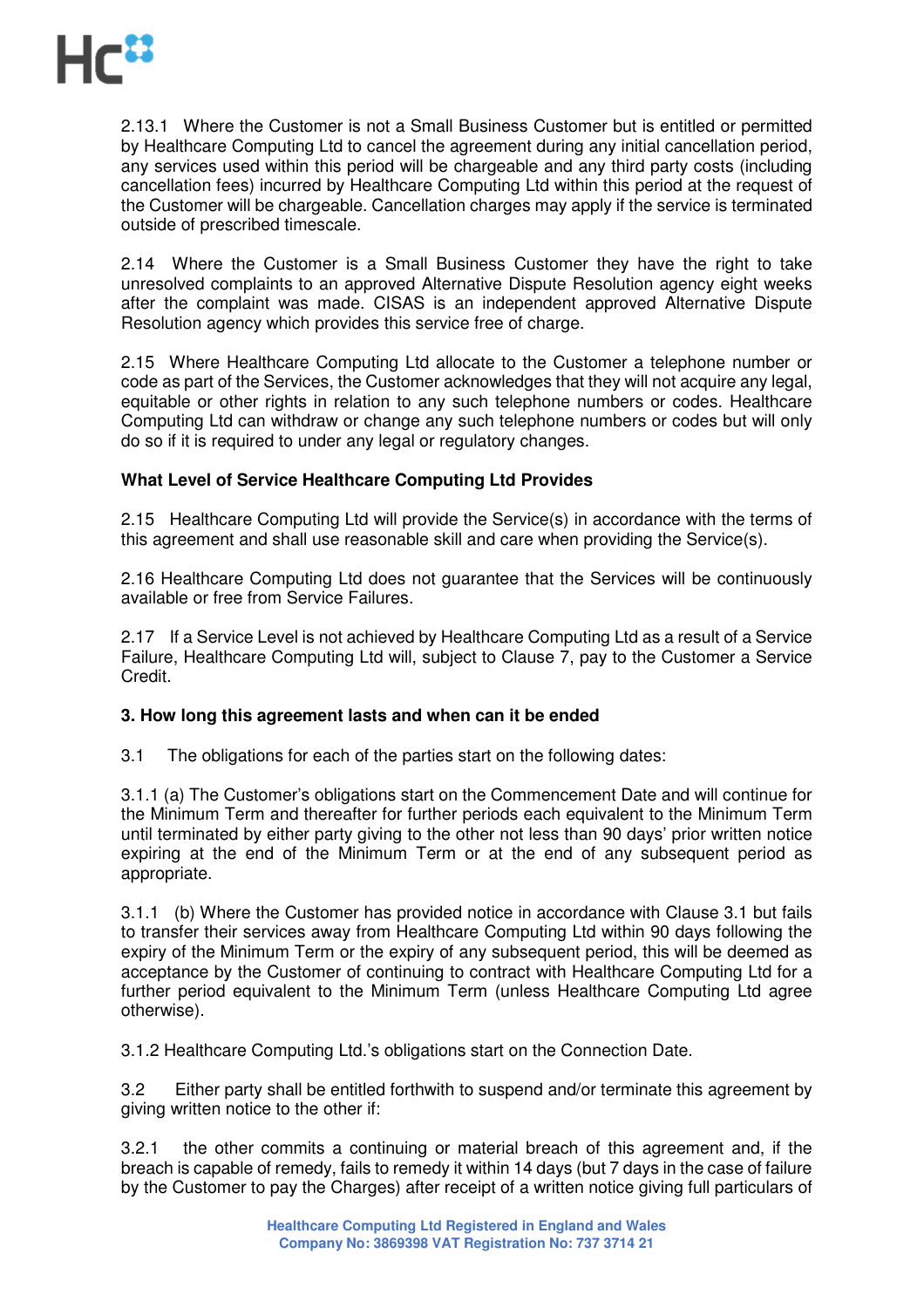2.13.1 Where the Customer is not a Small Business Customer but is entitled or permitted by Healthcare Computing Ltd to cancel the agreement during any initial cancellation period, any services used within this period will be chargeable and any third party costs (including cancellation fees) incurred by Healthcare Computing Ltd within this period at the request of the Customer will be chargeable. Cancellation charges may apply if the service is terminated outside of prescribed timescale.

2.14 Where the Customer is a Small Business Customer they have the right to take unresolved complaints to an approved Alternative Dispute Resolution agency eight weeks after the complaint was made. CISAS is an independent approved Alternative Dispute Resolution agency which provides this service free of charge.

2.15 Where Healthcare Computing Ltd allocate to the Customer a telephone number or code as part of the Services, the Customer acknowledges that they will not acquire any legal, equitable or other rights in relation to any such telephone numbers or codes. Healthcare Computing Ltd can withdraw or change any such telephone numbers or codes but will only do so if it is required to under any legal or regulatory changes.

**What Level of Service Healthcare Computing Ltd Provides**

2.15 Healthcare Computing Ltd will provide the Service(s) in accordance with the terms of this agreement and shall use reasonable skill and care when providing the Service(s).

2.16 Healthcare Computing Ltd does not guarantee that the Services will be continuously available or free from Service Failures.

2.17 If a Service Level is not achieved by Healthcare Computing Ltd as a result of a Service Failure, Healthcare Computing Ltd will, subject to Clause 7, pay to the Customer a Service Credit.

**3. How long this agreement lasts and when can it be ended**

3.1 The obligations for each of the parties start on the following dates:

3.1.1 (a) The Customer's obligations start on the Commencement Date and will continue for the Minimum Term and thereafter for further periods each equivalent to the Minimum Term until terminated by either party giving to the other not less than 90 days' prior written notice expiring at the end of the Minimum Term or at the end of any subsequent period as appropriate.

3.1.1 (b) Where the Customer has provided notice in accordance with Clause 3.1 but fails to transfer their services away from Healthcare Computing Ltd within 90 days following the expiry of the Minimum Term or the expiry of any subsequent period, this will be deemed as acceptance by the Customer of continuing to contract with Healthcare Computing Ltd for a further period equivalent to the Minimum Term (unless Healthcare Computing Ltd agree otherwise).

3.1.2 Healthcare Computing Ltd.'s obligations start on the Connection Date.

3.2 Either party shall be entitled forthwith to suspend and/or terminate this agreement by giving written notice to the other if:

3.2.1 the other commits a continuing or material breach of this agreement and, if the breach is capable of remedy, fails to remedy it within 14 days (but 7 days in the case of failure by the Customer to pay the Charges) after receipt of a written notice giving full particulars of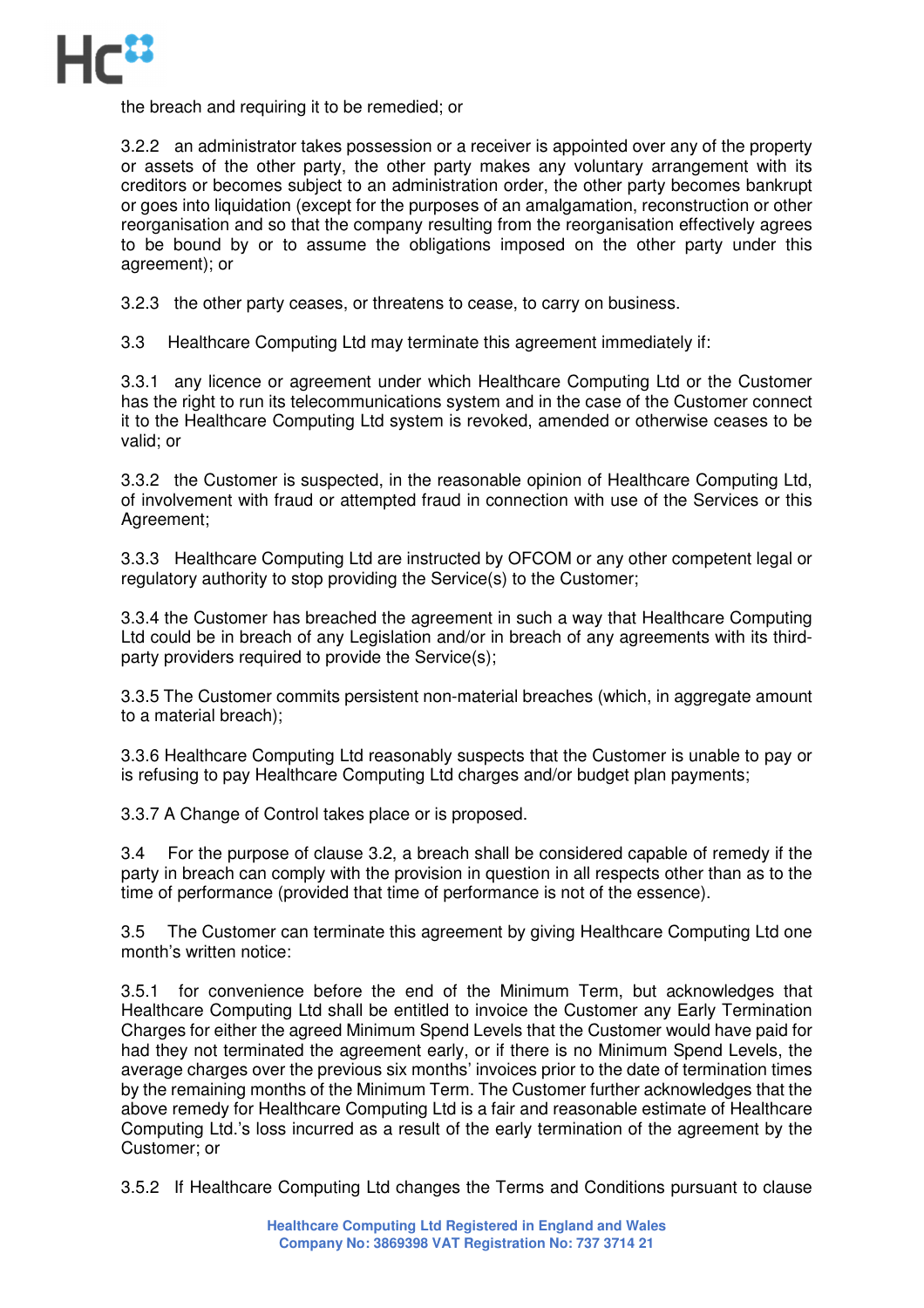the breach and requiring it to be remedied; or

3.2.2 an administrator takes possession or a receiver is appointed over any of the property or assets of the other party, the other party makes any voluntary arrangement with its creditors or becomes subject to an administration order, the other party becomes bankrupt or goes into liquidation (except for the purposes of an amalgamation, reconstruction or other reorganisation and so that the company resulting from the reorganisation effectively agrees to be bound by or to assume the obligations imposed on the other party under this agreement); or

3.2.3 the other party ceases, or threatens to cease, to carry on business.

3.3 Healthcare Computing Ltd may terminate this agreement immediately if:

3.3.1 any licence or agreement under which Healthcare Computing Ltd or the Customer has the right to run its telecommunications system and in the case of the Customer connect it to the Healthcare Computing Ltd system is revoked, amended or otherwise ceases to be valid; or

3.3.2 the Customer is suspected, in the reasonable opinion of Healthcare Computing Ltd, of involvement with fraud or attempted fraud in connection with use of the Services or this Agreement;

3.3.3 Healthcare Computing Ltd are instructed by OFCOM or any other competent legal or regulatory authority to stop providing the Service(s) to the Customer;

3.3.4 the Customer has breached the agreement in such a way that Healthcare Computing Ltd could be in breach of any Legislation and/or in breach of any agreements with its third-party providers required to provide the Service(s);

3.3.5 The Customer commits persistent non-material breaches (which, in aggregate amount to a material breach);

3.3.6 Healthcare Computing Ltd reasonably suspects that the Customer is unable to pay or is refusing to pay Healthcare Computing Ltd charges and/or budget plan payments;

3.3.7 A Change of Control takes place or is proposed.

3.4 For the purpose of clause 3.2, a breach shall be considered capable of remedy if the party in breach can comply with the provision in question in all respects other than as to the time of performance (provided that time of performance is not of the essence).

3.5 The Customer can terminate this agreement by giving Healthcare Computing Ltd one month's written notice:

3.5.1 for convenience before the end of the Minimum Term, but acknowledges that Healthcare Computing Ltd shall be entitled to invoice the Customer any Early Termination Charges for either the agreed Minimum Spend Levels that the Customer would have paid for had they not terminated the agreement early, or if there is no Minimum Spend Levels, the average charges over the previous six months' invoices prior to the date of termination times by the remaining months of the Minimum Term. The Customer further acknowledges that the above remedy for Healthcare Computing Ltd is a fair and reasonable estimate of Healthcare Computing Ltd.'s loss incurred as a result of the early termination of the agreement by the Customer; or

3.5.2 If Healthcare Computing Ltd changes the Terms and Conditions pursuant to clause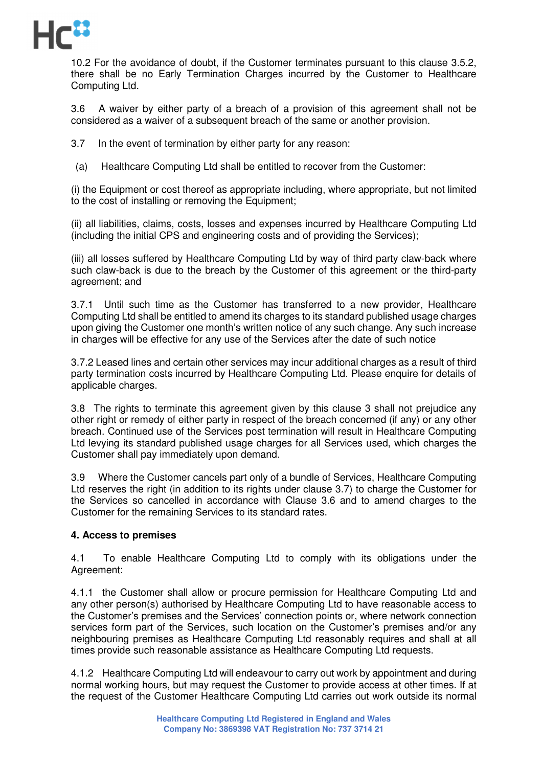10.2 For the avoidance of doubt, if the Customer terminates pursuant to this clause 3.5.2, there shall be no Early Termination Charges incurred by the Customer to Healthcare Computing Ltd.

3.6 A waiver by either party of a breach of a provision of this agreement shall not be considered as a waiver of a subsequent breach of the same or another provision.

3.7 In the event of termination by either party for any reason:

(a) Healthcare Computing Ltd shall be entitled to recover from the Customer:

(i) the Equipment or cost thereof as appropriate including, where appropriate, but not limited to the cost of installing or removing the Equipment;

(ii) all liabilities, claims, costs, losses and expenses incurred by Healthcare Computing Ltd (including the initial CPS and engineering costs and of providing the Services);

(iii) all losses suffered by Healthcare Computing Ltd by way of third party claw-back where such claw-back is due to the breach by the Customer of this agreement or the third-party agreement; and

3.7.1 Until such time as the Customer has transferred to a new provider, Healthcare Computing Ltd shall be entitled to amend its charges to its standard published usage charges upon giving the Customer one month's written notice of any such change. Any such increase in charges will be effective for any use of the Services after the date of such notice

3.7.2 Leased lines and certain other services may incur additional charges as a result of third party termination costs incurred by Healthcare Computing Ltd. Please enquire for details of applicable charges.

3.8 The rights to terminate this agreement given by this clause 3 shall not prejudice any other right or remedy of either party in respect of the breach concerned (if any) or any other breach. Continued use of the Services post termination will result in Healthcare Computing Ltd levying its standard published usage charges for all Services used, which charges the Customer shall pay immediately upon demand.

3.9 Where the Customer cancels part only of a bundle of Services, Healthcare Computing Ltd reserves the right (in addition to its rights under clause 3.7) to charge the Customer for the Services so cancelled in accordance with Clause 3.6 and to amend charges to the Customer for the remaining Services to its standard rates.

**4. Access to premises**

4.1 To enable Healthcare Computing Ltd to comply with its obligations under the Agreement:

4.1.1 the Customer shall allow or procure permission for Healthcare Computing Ltd and any other person(s) authorised by Healthcare Computing Ltd to have reasonable access to the Customer's premises and the Services' connection points or, where network connection services form part of the Services, such location on the Customer's premises and/or any neighbouring premises as Healthcare Computing Ltd reasonably requires and shall at all times provide such reasonable assistance as Healthcare Computing Ltd requests.

4.1.2 Healthcare Computing Ltd will endeavour to carry out work by appointment and during normal working hours, but may request the Customer to provide access at other times. If at the request of the Customer Healthcare Computing Ltd carries out work outside its normal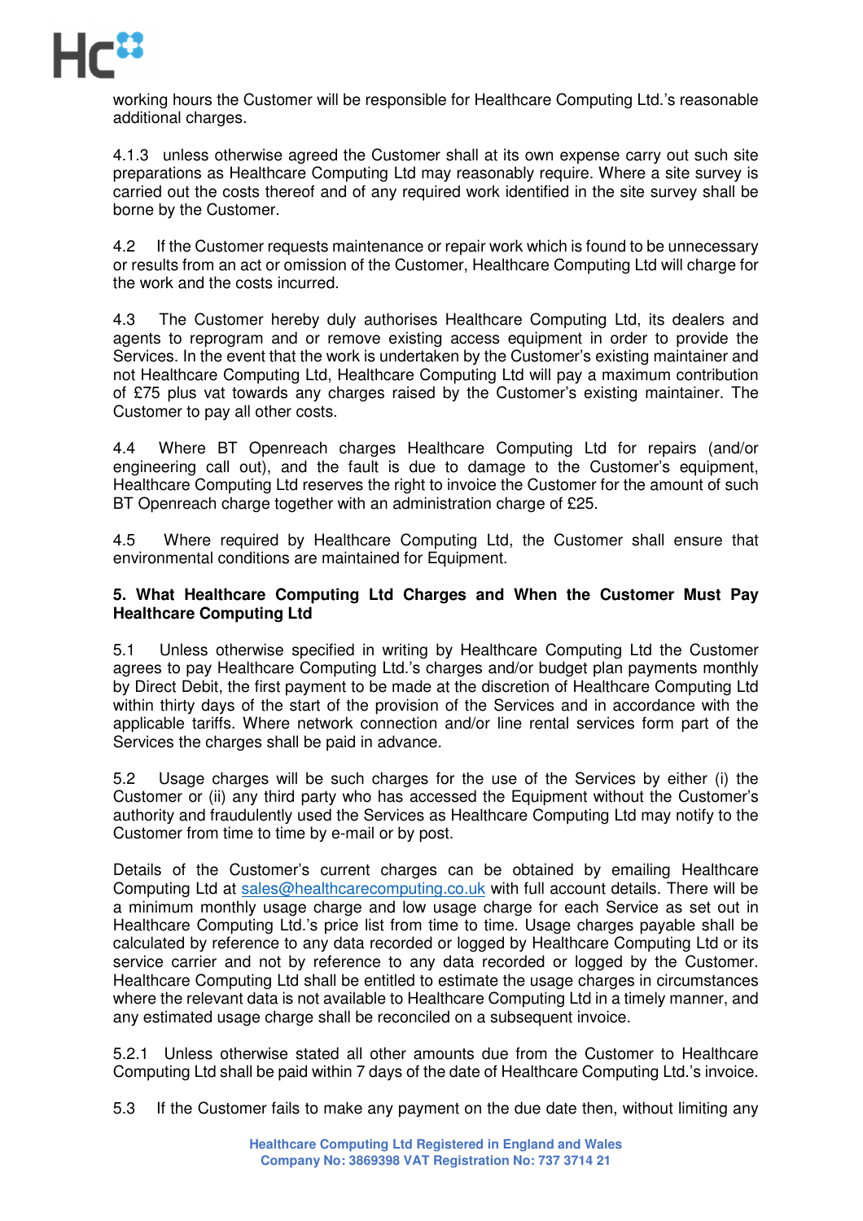working hours the Customer will be responsible for Healthcare Computing Ltd.'s reasonable additional charges.

4.1.3 unless otherwise agreed the Customer shall at its own expense carry out such site preparations as Healthcare Computing Ltd may reasonably require. Where a site survey is carried out the costs thereof and of any required work identified in the site survey shall be borne by the Customer.

4.2 If the Customer requests maintenance or repair work which is found to be unnecessary or results from an act or omission of the Customer, Healthcare Computing Ltd will charge for the work and the costs incurred.

4.3 The Customer hereby duly authorises Healthcare Computing Ltd, its dealers and agents to reprogram and or remove existing access equipment in order to provide the Services. In the event that the work is undertaken by the Customer's existing maintainer and not Healthcare Computing Ltd, Healthcare Computing Ltd will pay a maximum contribution of £75 plus vat towards any charges raised by the Customer's existing maintainer. The Customer to pay all other costs.

4.4 Where BT Openreach charges Healthcare Computing Ltd for repairs (and/or engineering call out), and the fault is due to damage to the Customer's equipment, Healthcare Computing Ltd reserves the right to invoice the Customer for the amount of such BT Openreach charge together with an administration charge of £25.

4.5 Where required by Healthcare Computing Ltd, the Customer shall ensure that environmental conditions are maintained for Equipment.

**5. What Healthcare Computing Ltd Charges and When the Customer Must Pay Healthcare Computing Ltd**

5.1 Unless otherwise specified in writing by Healthcare Computing Ltd the Customer agrees to pay Healthcare Computing Ltd.'s charges and/or budget plan payments monthly by Direct Debit, the first payment to be made at the discretion of Healthcare Computing Ltd within thirty days of the start of the provision of the Services and in accordance with the applicable tariffs. Where network connection and/or line rental services form part of the Services the charges shall be paid in advance.

5.2 Usage charges will be such charges for the use of the Services by either (i) the Customer or (ii) any third party who has accessed the Equipment without the Customer's authority and fraudulently used the Services as Healthcare Computing Ltd may notify to the Customer from time to time by e-mail or by post.

Details of the Customer's current charges can be obtained by emailing Healthcare Computing Ltd at sales@healthcarecomputing.co.uk with full account details. There will be a minimum monthly usage charge and low usage charge for each Service as set out in Healthcare Computing Ltd.'s price list from time to time. Usage charges payable shall be calculated by reference to any data recorded or logged by Healthcare Computing Ltd or its service carrier and not by reference to any data recorded or logged by the Customer. Healthcare Computing Ltd shall be entitled to estimate the usage charges in circumstances where the relevant data is not available to Healthcare Computing Ltd in a timely manner, and any estimated usage charge shall be reconciled on a subsequent invoice.

5.2.1 Unless otherwise stated all other amounts due from the Customer to Healthcare Computing Ltd shall be paid within 7 days of the date of Healthcare Computing Ltd.'s invoice.

5.3 If the Customer fails to make any payment on the due date then, without limiting any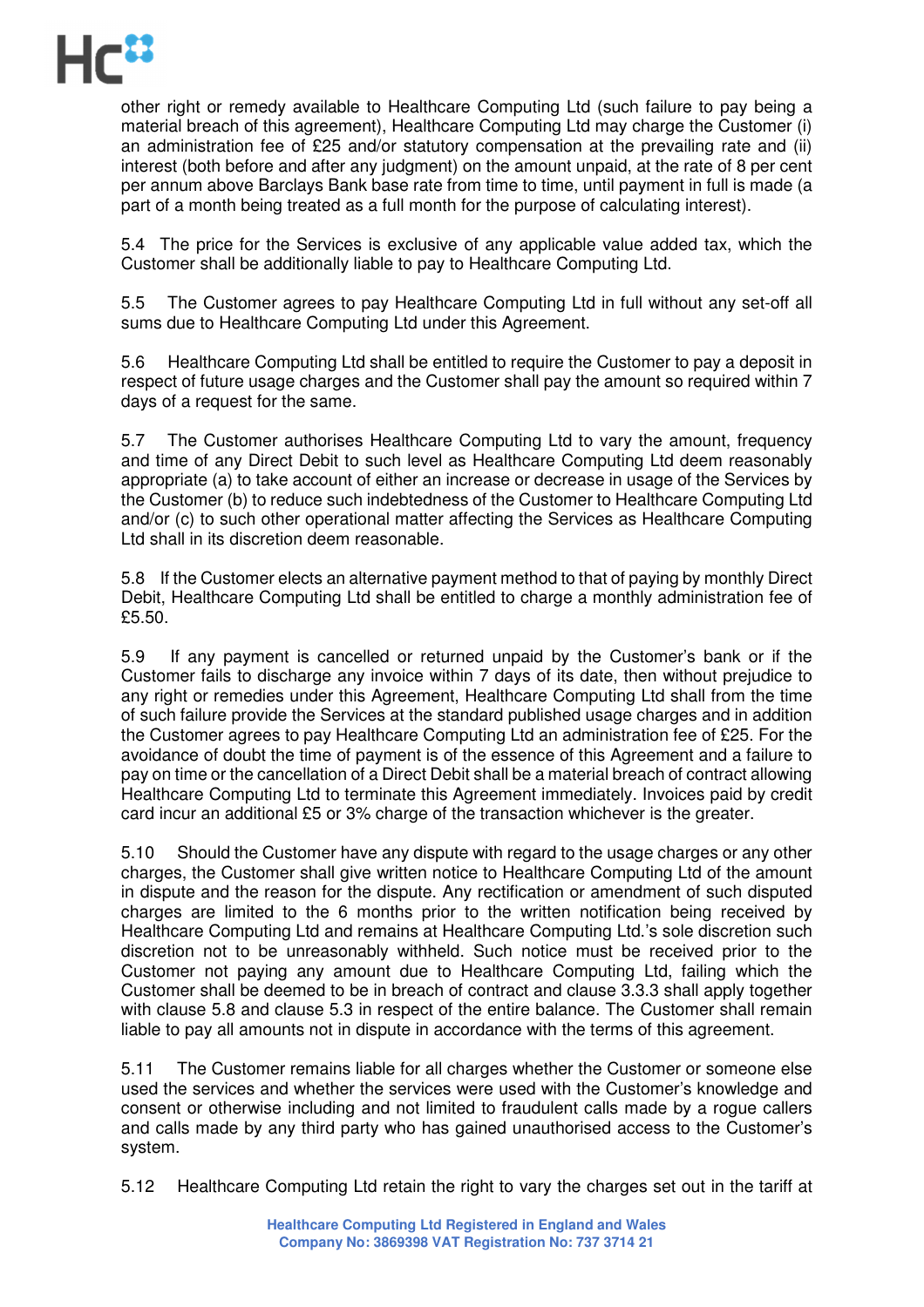other right or remedy available to Healthcare Computing Ltd (such failure to pay being a material breach of this agreement), Healthcare Computing Ltd may charge the Customer (i) an administration fee of £25 and/or statutory compensation at the prevailing rate and (ii) interest (both before and after any judgment) on the amount unpaid, at the rate of 8 per cent per annum above Barclays Bank base rate from time to time, until payment in full is made (a part of a month being treated as a full month for the purpose of calculating interest).

5.4 The price for the Services is exclusive of any applicable value added tax, which the Customer shall be additionally liable to pay to Healthcare Computing Ltd.

5.5 The Customer agrees to pay Healthcare Computing Ltd in full without any set-off all sums due to Healthcare Computing Ltd under this Agreement.

5.6 Healthcare Computing Ltd shall be entitled to require the Customer to pay a deposit in respect of future usage charges and the Customer shall pay the amount so required within 7 days of a request for the same.

5.7 The Customer authorises Healthcare Computing Ltd to vary the amount, frequency and time of any Direct Debit to such level as Healthcare Computing Ltd deem reasonably appropriate (a) to take account of either an increase or decrease in usage of the Services by the Customer (b) to reduce such indebtedness of the Customer to Healthcare Computing Ltd and/or (c) to such other operational matter affecting the Services as Healthcare Computing Ltd shall in its discretion deem reasonable.

5.8 If the Customer elects an alternative payment method to that of paying by monthly Direct Debit, Healthcare Computing Ltd shall be entitled to charge a monthly administration fee of £5.50.

5.9 If any payment is cancelled or returned unpaid by the Customer's bank or if the Customer fails to discharge any invoice within 7 days of its date, then without prejudice to any right or remedies under this Agreement, Healthcare Computing Ltd shall from the time of such failure provide the Services at the standard published usage charges and in addition the Customer agrees to pay Healthcare Computing Ltd an administration fee of £25. For the avoidance of doubt the time of payment is of the essence of this Agreement and a failure to pay on time or the cancellation of a Direct Debit shall be a material breach of contract allowing Healthcare Computing Ltd to terminate this Agreement immediately. Invoices paid by credit card incur an additional £5 or 3% charge of the transaction whichever is the greater.

5.10 Should the Customer have any dispute with regard to the usage charges or any other charges, the Customer shall give written notice to Healthcare Computing Ltd of the amount in dispute and the reason for the dispute. Any rectification or amendment of such disputed charges are limited to the 6 months prior to the written notification being received by Healthcare Computing Ltd and remains at Healthcare Computing Ltd.'s sole discretion such discretion not to be unreasonably withheld. Such notice must be received prior to the Customer not paying any amount due to Healthcare Computing Ltd, failing which the Customer shall be deemed to be in breach of contract and clause 3.3.3 shall apply together with clause 5.8 and clause 5.3 in respect of the entire balance. The Customer shall remain liable to pay all amounts not in dispute in accordance with the terms of this agreement.

5.11 The Customer remains liable for all charges whether the Customer or someone else used the services and whether the services were used with the Customer's knowledge and consent or otherwise including and not limited to fraudulent calls made by a rogue callers and calls made by any third party who has gained unauthorised access to the Customer's system.

5.12 Healthcare Computing Ltd retain the right to vary the charges set out in the tariff at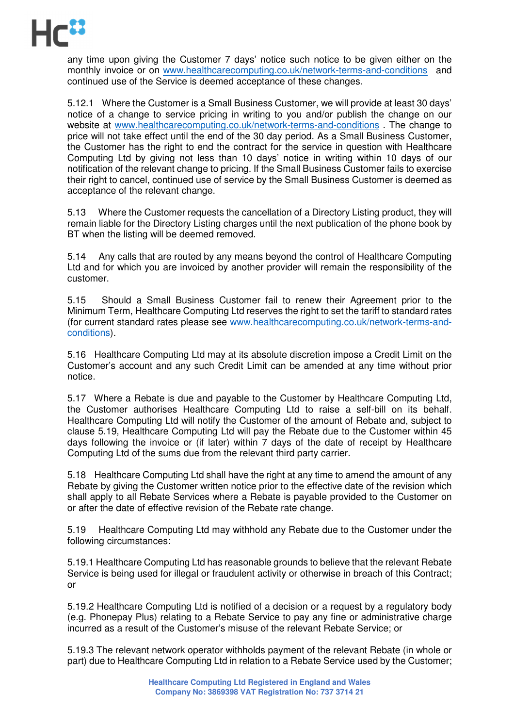any time upon giving the Customer 7 days' notice such notice to be given either on the monthly invoice or on www.healthcarecomputing.co.uk/network-terms-and-conditions and continued use of the Service is deemed acceptance of these changes.

5.12.1 Where the Customer is a Small Business Customer, we will provide at least 30 days' notice of a change to service pricing in writing to you and/or publish the change on our website at www.healthcarecomputing.co.uk/network-terms-and-conditions . The change to price will not take effect until the end of the 30 day period. As a Small Business Customer, the Customer has the right to end the contract for the service in question with Healthcare Computing Ltd by giving not less than 10 days' notice in writing within 10 days of our notification of the relevant change to pricing. If the Small Business Customer fails to exercise their right to cancel, continued use of service by the Small Business Customer is deemed as acceptance of the relevant change.

5.13 Where the Customer requests the cancellation of a Directory Listing product, they will remain liable for the Directory Listing charges until the next publication of the phone book by BT when the listing will be deemed removed.

5.14 Any calls that are routed by any means beyond the control of Healthcare Computing Ltd and for which you are invoiced by another provider will remain the responsibility of the customer.

5.15 Should a Small Business Customer fail to renew their Agreement prior to the Minimum Term, Healthcare Computing Ltd reserves the right to set the tariff to standard rates (for current standard rates please see www.healthcarecomputing.co.uk/network-terms-and-conditions).

5.16 Healthcare Computing Ltd may at its absolute discretion impose a Credit Limit on the Customer's account and any such Credit Limit can be amended at any time without prior notice.

5.17 Where a Rebate is due and payable to the Customer by Healthcare Computing Ltd, the Customer authorises Healthcare Computing Ltd to raise a self-bill on its behalf. Healthcare Computing Ltd will notify the Customer of the amount of Rebate and, subject to clause 5.19, Healthcare Computing Ltd will pay the Rebate due to the Customer within 45 days following the invoice or (if later) within 7 days of the date of receipt by Healthcare Computing Ltd of the sums due from the relevant third party carrier.

5.18 Healthcare Computing Ltd shall have the right at any time to amend the amount of any Rebate by giving the Customer written notice prior to the effective date of the revision which shall apply to all Rebate Services where a Rebate is payable provided to the Customer on or after the date of effective revision of the Rebate rate change.

5.19 Healthcare Computing Ltd may withhold any Rebate due to the Customer under the following circumstances:

5.19.1 Healthcare Computing Ltd has reasonable grounds to believe that the relevant Rebate Service is being used for illegal or fraudulent activity or otherwise in breach of this Contract; or

5.19.2 Healthcare Computing Ltd is notified of a decision or a request by a regulatory body (e.g. Phonepay Plus) relating to a Rebate Service to pay any fine or administrative charge incurred as a result of the Customer's misuse of the relevant Rebate Service; or

5.19.3 The relevant network operator withholds payment of the relevant Rebate (in whole or part) due to Healthcare Computing Ltd in relation to a Rebate Service used by the Customer;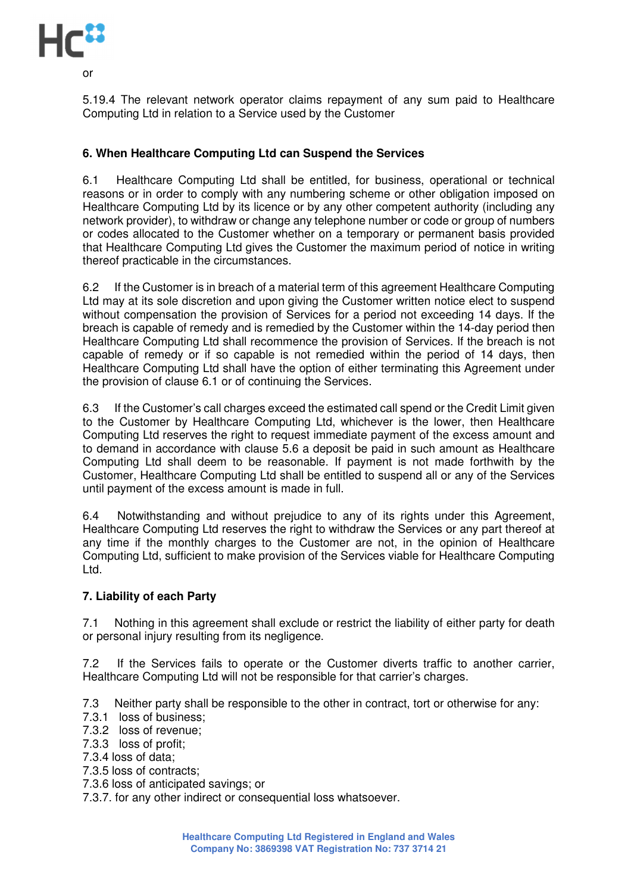or

5.19.4 The relevant network operator claims repayment of any sum paid to Healthcare Computing Ltd in relation to a Service used by the Customer

## 6. When Healthcare Computing Ltd can Suspend the Services

6.1 Healthcare Computing Ltd shall be entitled, for business, operational or technical reasons or in order to comply with any numbering scheme or other obligation imposed on Healthcare Computing Ltd by its licence or by any other competent authority (including any network provider), to withdraw or change any telephone number or code or group of numbers or codes allocated to the Customer whether on a temporary or permanent basis provided that Healthcare Computing Ltd gives the Customer the maximum period of notice in writing thereof practicable in the circumstances.

6.2 If the Customer is in breach of a material term of this agreement Healthcare Computing Ltd may at its sole discretion and upon giving the Customer written notice elect to suspend without compensation the provision of Services for a period not exceeding 14 days. If the breach is capable of remedy and is remedied by the Customer within the 14-day period then Healthcare Computing Ltd shall recommence the provision of Services. If the breach is not capable of remedy or if so capable is not remedied within the period of 14 days, then Healthcare Computing Ltd shall have the option of either terminating this Agreement under the provision of clause 6.1 or of continuing the Services.

6.3 If the Customer's call charges exceed the estimated call spend or the Credit Limit given to the Customer by Healthcare Computing Ltd, whichever is the lower, then Healthcare Computing Ltd reserves the right to request immediate payment of the excess amount and to demand in accordance with clause 5.6 a deposit be paid in such amount as Healthcare Computing Ltd shall deem to be reasonable. If payment is not made forthwith by the Customer, Healthcare Computing Ltd shall be entitled to suspend all or any of the Services until payment of the excess amount is made in full.

6.4 Notwithstanding and without prejudice to any of its rights under this Agreement, Healthcare Computing Ltd reserves the right to withdraw the Services or any part thereof at any time if the monthly charges to the Customer are not, in the opinion of Healthcare Computing Ltd, sufficient to make provision of the Services viable for Healthcare Computing Ltd.

## 7. Liability of each Party

7.1 Nothing in this agreement shall exclude or restrict the liability of either party for death or personal injury resulting from its negligence.

7.2 If the Services fails to operate or the Customer diverts traffic to another carrier, Healthcare Computing Ltd will not be responsible for that carrier's charges.

7.3 Neither party shall be responsible to the other in contract, tort or otherwise for any:
7.3.1 loss of business;
7.3.2 loss of revenue;
7.3.3 loss of profit;
7.3.4 loss of data;
7.3.5 loss of contracts;
7.3.6 loss of anticipated savings; or
7.3.7. for any other indirect or consequential loss whatsoever.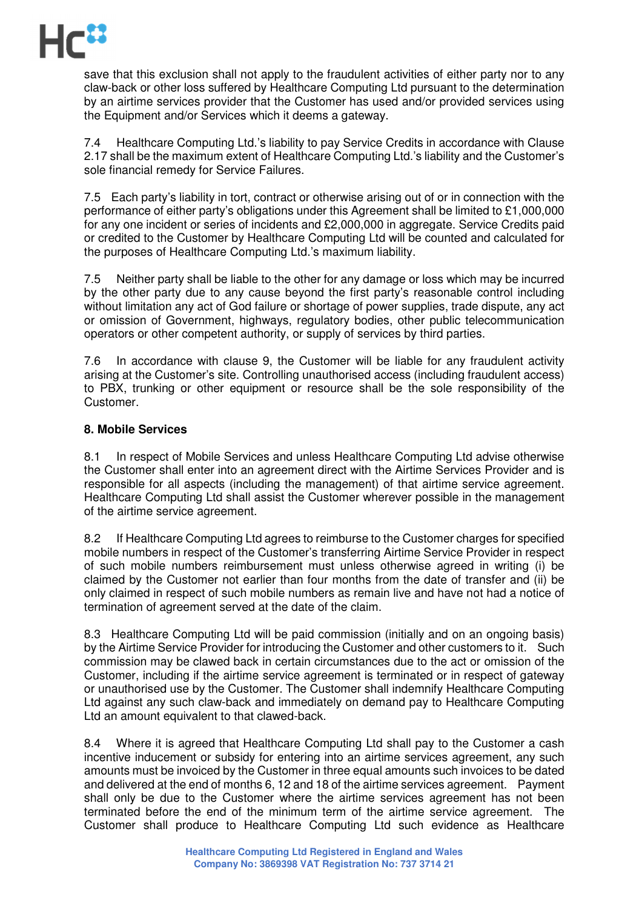save that this exclusion shall not apply to the fraudulent activities of either party nor to any claw-back or other loss suffered by Healthcare Computing Ltd pursuant to the determination by an airtime services provider that the Customer has used and/or provided services using the Equipment and/or Services which it deems a gateway.

7.4 Healthcare Computing Ltd.'s liability to pay Service Credits in accordance with Clause 2.17 shall be the maximum extent of Healthcare Computing Ltd.'s liability and the Customer's sole financial remedy for Service Failures.

7.5 Each party's liability in tort, contract or otherwise arising out of or in connection with the performance of either party's obligations under this Agreement shall be limited to £1,000,000 for any one incident or series of incidents and £2,000,000 in aggregate. Service Credits paid or credited to the Customer by Healthcare Computing Ltd will be counted and calculated for the purposes of Healthcare Computing Ltd.'s maximum liability.

7.5 Neither party shall be liable to the other for any damage or loss which may be incurred by the other party due to any cause beyond the first party's reasonable control including without limitation any act of God failure or shortage of power supplies, trade dispute, any act or omission of Government, highways, regulatory bodies, other public telecommunication operators or other competent authority, or supply of services by third parties.

7.6 In accordance with clause 9, the Customer will be liable for any fraudulent activity arising at the Customer's site. Controlling unauthorised access (including fraudulent access) to PBX, trunking or other equipment or resource shall be the sole responsibility of the Customer.

**8. Mobile Services**

8.1 In respect of Mobile Services and unless Healthcare Computing Ltd advise otherwise the Customer shall enter into an agreement direct with the Airtime Services Provider and is responsible for all aspects (including the management) of that airtime service agreement. Healthcare Computing Ltd shall assist the Customer wherever possible in the management of the airtime service agreement.

8.2 If Healthcare Computing Ltd agrees to reimburse to the Customer charges for specified mobile numbers in respect of the Customer's transferring Airtime Service Provider in respect of such mobile numbers reimbursement must unless otherwise agreed in writing (i) be claimed by the Customer not earlier than four months from the date of transfer and (ii) be only claimed in respect of such mobile numbers as remain live and have not had a notice of termination of agreement served at the date of the claim.

8.3 Healthcare Computing Ltd will be paid commission (initially and on an ongoing basis) by the Airtime Service Provider for introducing the Customer and other customers to it. Such commission may be clawed back in certain circumstances due to the act or omission of the Customer, including if the airtime service agreement is terminated or in respect of gateway or unauthorised use by the Customer. The Customer shall indemnify Healthcare Computing Ltd against any such claw-back and immediately on demand pay to Healthcare Computing Ltd an amount equivalent to that clawed-back.

8.4 Where it is agreed that Healthcare Computing Ltd shall pay to the Customer a cash incentive inducement or subsidy for entering into an airtime services agreement, any such amounts must be invoiced by the Customer in three equal amounts such invoices to be dated and delivered at the end of months 6, 12 and 18 of the airtime services agreement. Payment shall only be due to the Customer where the airtime services agreement has not been terminated before the end of the minimum term of the airtime service agreement. The Customer shall produce to Healthcare Computing Ltd such evidence as Healthcare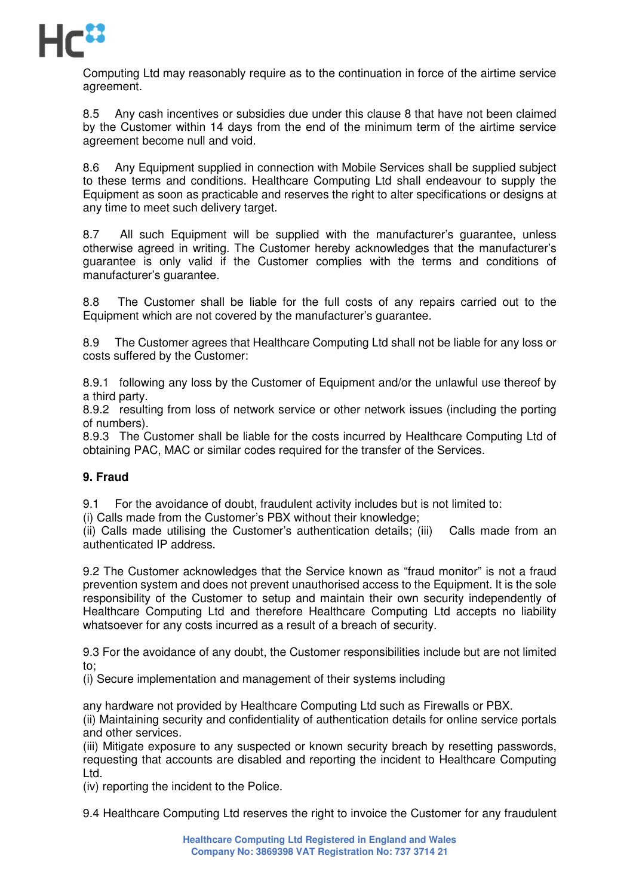Computing Ltd may reasonably require as to the continuation in force of the airtime service agreement.

8.5 Any cash incentives or subsidies due under this clause 8 that have not been claimed by the Customer within 14 days from the end of the minimum term of the airtime service agreement become null and void.

8.6 Any Equipment supplied in connection with Mobile Services shall be supplied subject to these terms and conditions. Healthcare Computing Ltd shall endeavour to supply the Equipment as soon as practicable and reserves the right to alter specifications or designs at any time to meet such delivery target.

8.7 All such Equipment will be supplied with the manufacturer's guarantee, unless otherwise agreed in writing. The Customer hereby acknowledges that the manufacturer's guarantee is only valid if the Customer complies with the terms and conditions of manufacturer's guarantee.

8.8 The Customer shall be liable for the full costs of any repairs carried out to the Equipment which are not covered by the manufacturer's guarantee.

8.9 The Customer agrees that Healthcare Computing Ltd shall not be liable for any loss or costs suffered by the Customer:

8.9.1 following any loss by the Customer of Equipment and/or the unlawful use thereof by a third party.
8.9.2 resulting from loss of network service or other network issues (including the porting of numbers).
8.9.3 The Customer shall be liable for the costs incurred by Healthcare Computing Ltd of obtaining PAC, MAC or similar codes required for the transfer of the Services.

**9. Fraud**

9.1 For the avoidance of doubt, fraudulent activity includes but is not limited to:
(i) Calls made from the Customer's PBX without their knowledge;
(ii) Calls made utilising the Customer's authentication details; (iii) Calls made from an authenticated IP address.

9.2 The Customer acknowledges that the Service known as "fraud monitor" is not a fraud prevention system and does not prevent unauthorised access to the Equipment. It is the sole responsibility of the Customer to setup and maintain their own security independently of Healthcare Computing Ltd and therefore Healthcare Computing Ltd accepts no liability whatsoever for any costs incurred as a result of a breach of security.

9.3 For the avoidance of any doubt, the Customer responsibilities include but are not limited to;
(i) Secure implementation and management of their systems including

any hardware not provided by Healthcare Computing Ltd such as Firewalls or PBX.
(ii) Maintaining security and confidentiality of authentication details for online service portals and other services.
(iii) Mitigate exposure to any suspected or known security breach by resetting passwords, requesting that accounts are disabled and reporting the incident to Healthcare Computing Ltd.
(iv) reporting the incident to the Police.

9.4 Healthcare Computing Ltd reserves the right to invoice the Customer for any fraudulent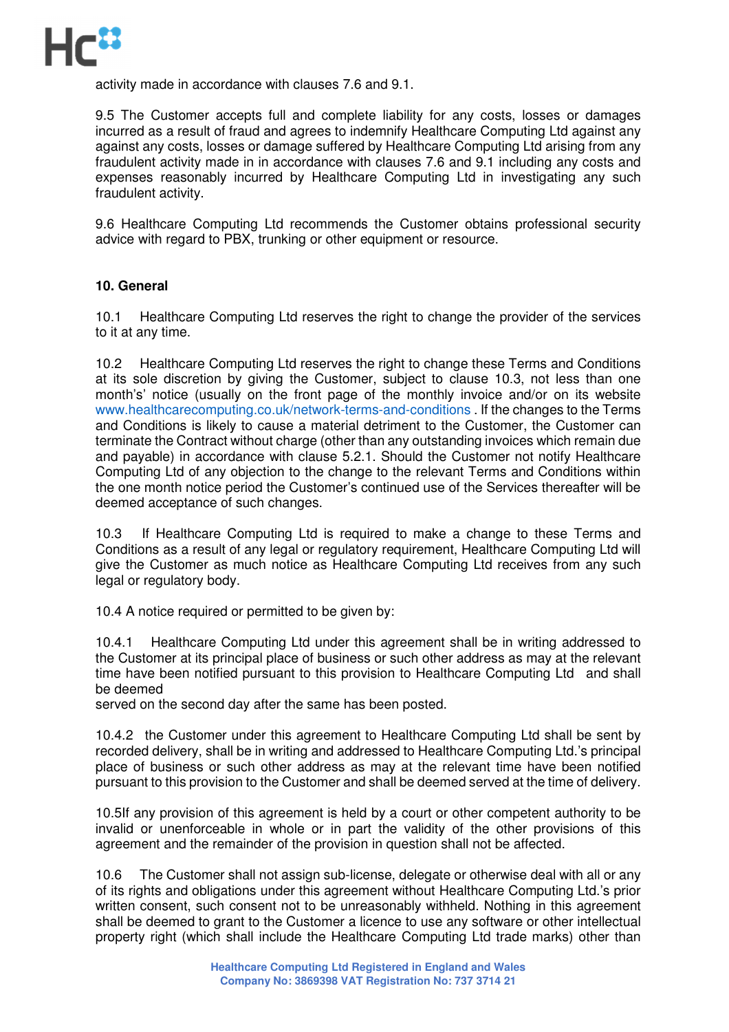activity made in accordance with clauses 7.6 and 9.1.

9.5 The Customer accepts full and complete liability for any costs, losses or damages incurred as a result of fraud and agrees to indemnify Healthcare Computing Ltd against any against any costs, losses or damage suffered by Healthcare Computing Ltd arising from any fraudulent activity made in in accordance with clauses 7.6 and 9.1 including any costs and expenses reasonably incurred by Healthcare Computing Ltd in investigating any such fraudulent activity.

9.6 Healthcare Computing Ltd recommends the Customer obtains professional security advice with regard to PBX, trunking or other equipment or resource.

**10. General**

10.1 Healthcare Computing Ltd reserves the right to change the provider of the services to it at any time.

10.2 Healthcare Computing Ltd reserves the right to change these Terms and Conditions at its sole discretion by giving the Customer, subject to clause 10.3, not less than one month's' notice (usually on the front page of the monthly invoice and/or on its website www.healthcarecomputing.co.uk/network-terms-and-conditions . If the changes to the Terms and Conditions is likely to cause a material detriment to the Customer, the Customer can terminate the Contract without charge (other than any outstanding invoices which remain due and payable) in accordance with clause 5.2.1. Should the Customer not notify Healthcare Computing Ltd of any objection to the change to the relevant Terms and Conditions within the one month notice period the Customer's continued use of the Services thereafter will be deemed acceptance of such changes.

10.3 If Healthcare Computing Ltd is required to make a change to these Terms and Conditions as a result of any legal or regulatory requirement, Healthcare Computing Ltd will give the Customer as much notice as Healthcare Computing Ltd receives from any such legal or regulatory body.

10.4 A notice required or permitted to be given by:

10.4.1 Healthcare Computing Ltd under this agreement shall be in writing addressed to the Customer at its principal place of business or such other address as may at the relevant time have been notified pursuant to this provision to Healthcare Computing Ltd and shall be deemed
served on the second day after the same has been posted.

10.4.2 the Customer under this agreement to Healthcare Computing Ltd shall be sent by recorded delivery, shall be in writing and addressed to Healthcare Computing Ltd.'s principal place of business or such other address as may at the relevant time have been notified pursuant to this provision to the Customer and shall be deemed served at the time of delivery.

10.5If any provision of this agreement is held by a court or other competent authority to be invalid or unenforceable in whole or in part the validity of the other provisions of this agreement and the remainder of the provision in question shall not be affected.

10.6 The Customer shall not assign sub-license, delegate or otherwise deal with all or any of its rights and obligations under this agreement without Healthcare Computing Ltd.'s prior written consent, such consent not to be unreasonably withheld. Nothing in this agreement shall be deemed to grant to the Customer a licence to use any software or other intellectual property right (which shall include the Healthcare Computing Ltd trade marks) other than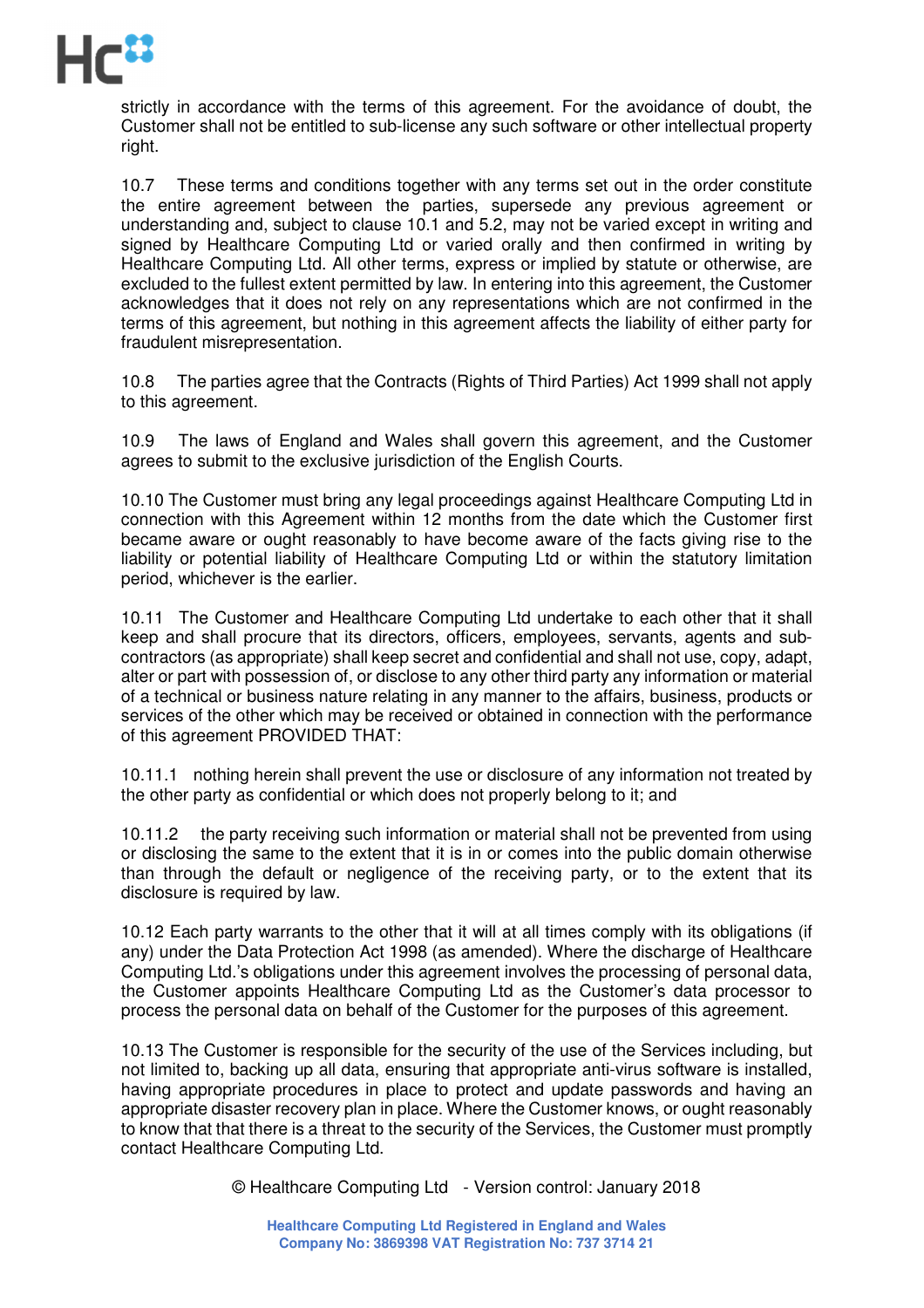strictly in accordance with the terms of this agreement. For the avoidance of doubt, the Customer shall not be entitled to sub-license any such software or other intellectual property right.

10.7 These terms and conditions together with any terms set out in the order constitute the entire agreement between the parties, supersede any previous agreement or understanding and, subject to clause 10.1 and 5.2, may not be varied except in writing and signed by Healthcare Computing Ltd or varied orally and then confirmed in writing by Healthcare Computing Ltd. All other terms, express or implied by statute or otherwise, are excluded to the fullest extent permitted by law. In entering into this agreement, the Customer acknowledges that it does not rely on any representations which are not confirmed in the terms of this agreement, but nothing in this agreement affects the liability of either party for fraudulent misrepresentation.

10.8 The parties agree that the Contracts (Rights of Third Parties) Act 1999 shall not apply to this agreement.

10.9 The laws of England and Wales shall govern this agreement, and the Customer agrees to submit to the exclusive jurisdiction of the English Courts.

10.10 The Customer must bring any legal proceedings against Healthcare Computing Ltd in connection with this Agreement within 12 months from the date which the Customer first became aware or ought reasonably to have become aware of the facts giving rise to the liability or potential liability of Healthcare Computing Ltd or within the statutory limitation period, whichever is the earlier.

10.11 The Customer and Healthcare Computing Ltd undertake to each other that it shall keep and shall procure that its directors, officers, employees, servants, agents and sub-contractors (as appropriate) shall keep secret and confidential and shall not use, copy, adapt, alter or part with possession of, or disclose to any other third party any information or material of a technical or business nature relating in any manner to the affairs, business, products or services of the other which may be received or obtained in connection with the performance of this agreement PROVIDED THAT:

10.11.1 nothing herein shall prevent the use or disclosure of any information not treated by the other party as confidential or which does not properly belong to it; and

10.11.2 the party receiving such information or material shall not be prevented from using or disclosing the same to the extent that it is in or comes into the public domain otherwise than through the default or negligence of the receiving party, or to the extent that its disclosure is required by law.

10.12 Each party warrants to the other that it will at all times comply with its obligations (if any) under the Data Protection Act 1998 (as amended). Where the discharge of Healthcare Computing Ltd.'s obligations under this agreement involves the processing of personal data, the Customer appoints Healthcare Computing Ltd as the Customer's data processor to process the personal data on behalf of the Customer for the purposes of this agreement.

10.13 The Customer is responsible for the security of the use of the Services including, but not limited to, backing up all data, ensuring that appropriate anti-virus software is installed, having appropriate procedures in place to protect and update passwords and having an appropriate disaster recovery plan in place. Where the Customer knows, or ought reasonably to know that that there is a threat to the security of the Services, the Customer must promptly contact Healthcare Computing Ltd.